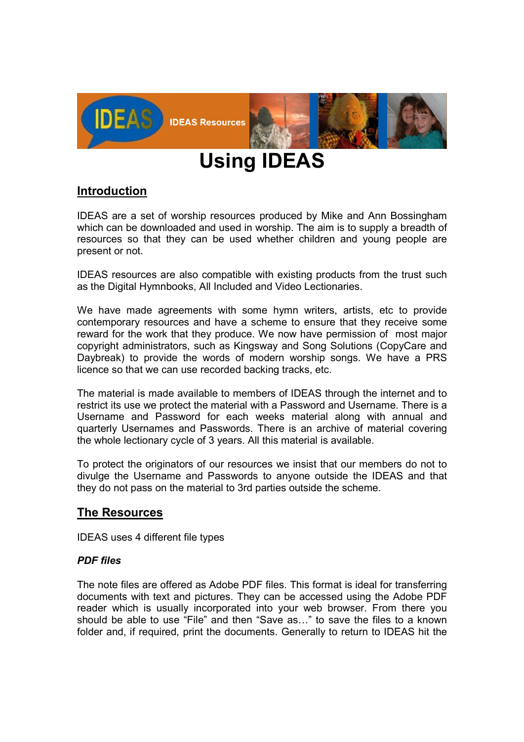IDEAS Resources

# Using IDEAS

## Introduction

IDEAS are a set of worship resources produced by Mike and Ann Bossingham which can be downloaded and used in worship. The aim is to supply a breadth of resources so that they can be used whether children and young people are present or not.

IDEAS resources are also compatible with existing products from the trust such as the Digital Hymnbooks, All Included and Video Lectionaries.

We have made agreements with some hymn writers, artists, etc to provide contemporary resources and have a scheme to ensure that they receive some reward for the work that they produce. We now have permission of most major copyright administrators, such as Kingsway and Song Solutions (CopyCare and Daybreak) to provide the words of modern worship songs. We have a PRS licence so that we can use recorded backing tracks, etc.

The material is made available to members of IDEAS through the internet and to restrict its use we protect the material with a Password and Username. There is a Username and Password for each weeks material along with annual and quarterly Usernames and Passwords. There is an archive of material covering the whole lectionary cycle of 3 years. All this material is available.

To protect the originators of our resources we insist that our members do not to divulge the Username and Passwords to anyone outside the IDEAS and that they do not pass on the material to 3rd parties outside the scheme.

## The Resources

IDEAS uses 4 different file types

### *PDF files*

The note files are offered as Adobe PDF files. This format is ideal for transferring documents with text and pictures. They can be accessed using the Adobe PDF reader which is usually incorporated into your web browser. From there you should be able to use "File" and then "Save as…" to save the files to a known folder and, if required, print the documents. Generally to return to IDEAS hit the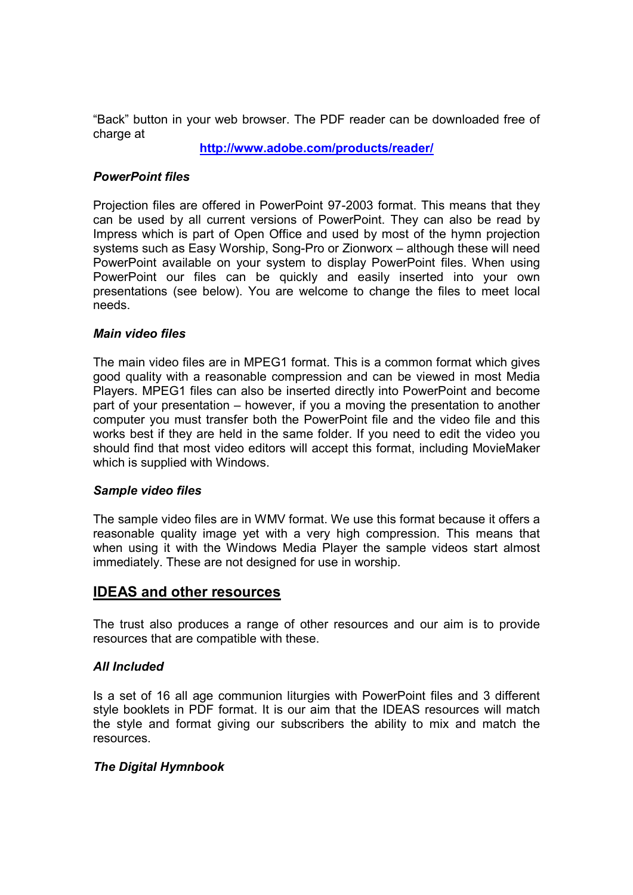"Back" button in your web browser. The PDF reader can be downloaded free of charge at

**http://www.adobe.com/products/reader/**

### *PowerPoint files*

Projection files are offered in PowerPoint 97-2003 format. This means that they can be used by all current versions of PowerPoint. They can also be read by Impress which is part of Open Office and used by most of the hymn projection systems such as Easy Worship, Song-Pro or Zionworx – although these will need PowerPoint available on your system to display PowerPoint files. When using PowerPoint our files can be quickly and easily inserted into your own presentations (see below). You are welcome to change the files to meet local needs.

### *Main video files*

The main video files are in MPEG1 format. This is a common format which gives good quality with a reasonable compression and can be viewed in most Media Players. MPEG1 files can also be inserted directly into PowerPoint and become part of your presentation – however, if you a moving the presentation to another computer you must transfer both the PowerPoint file and the video file and this works best if they are held in the same folder. If you need to edit the video you should find that most video editors will accept this format, including MovieMaker which is supplied with Windows.

### *Sample video files*

The sample video files are in WMV format. We use this format because it offers a reasonable quality image yet with a very high compression. This means that when using it with the Windows Media Player the sample videos start almost immediately. These are not designed for use in worship.

## IDEAS and other resources

The trust also produces a range of other resources and our aim is to provide resources that are compatible with these.

### *All Included*

Is a set of 16 all age communion liturgies with PowerPoint files and 3 different style booklets in PDF format. It is our aim that the IDEAS resources will match the style and format giving our subscribers the ability to mix and match the resources.

### *The Digital Hymnbook*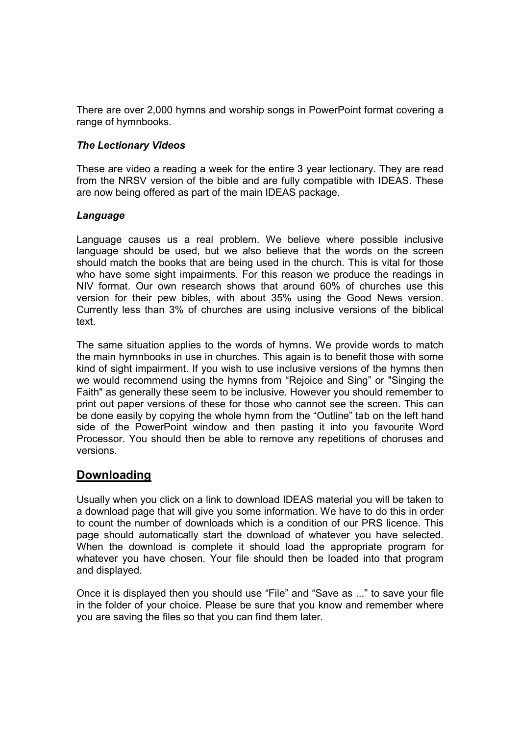There are over 2,000 hymns and worship songs in PowerPoint format covering a range of hymnbooks.

### *The Lectionary Videos*

These are video a reading a week for the entire 3 year lectionary. They are read from the NRSV version of the bible and are fully compatible with IDEAS. These are now being offered as part of the main IDEAS package.

### *Language*

Language causes us a real problem. We believe where possible inclusive language should be used, but we also believe that the words on the screen should match the books that are being used in the church. This is vital for those who have some sight impairments. For this reason we produce the readings in NIV format. Our own research shows that around 60% of churches use this version for their pew bibles, with about 35% using the Good News version. Currently less than 3% of churches are using inclusive versions of the biblical text.

The same situation applies to the words of hymns. We provide words to match the main hymnbooks in use in churches. This again is to benefit those with some kind of sight impairment. If you wish to use inclusive versions of the hymns then we would recommend using the hymns from "Rejoice and Sing" or "Singing the Faith" as generally these seem to be inclusive. However you should remember to print out paper versions of these for those who cannot see the screen. This can be done easily by copying the whole hymn from the "Outline" tab on the left hand side of the PowerPoint window and then pasting it into you favourite Word Processor. You should then be able to remove any repetitions of choruses and versions.

## Downloading

Usually when you click on a link to download IDEAS material you will be taken to a download page that will give you some information. We have to do this in order to count the number of downloads which is a condition of our PRS licence. This page should automatically start the download of whatever you have selected. When the download is complete it should load the appropriate program for whatever you have chosen. Your file should then be loaded into that program and displayed.

Once it is displayed then you should use "File" and "Save as ..." to save your file in the folder of your choice. Please be sure that you know and remember where you are saving the files so that you can find them later.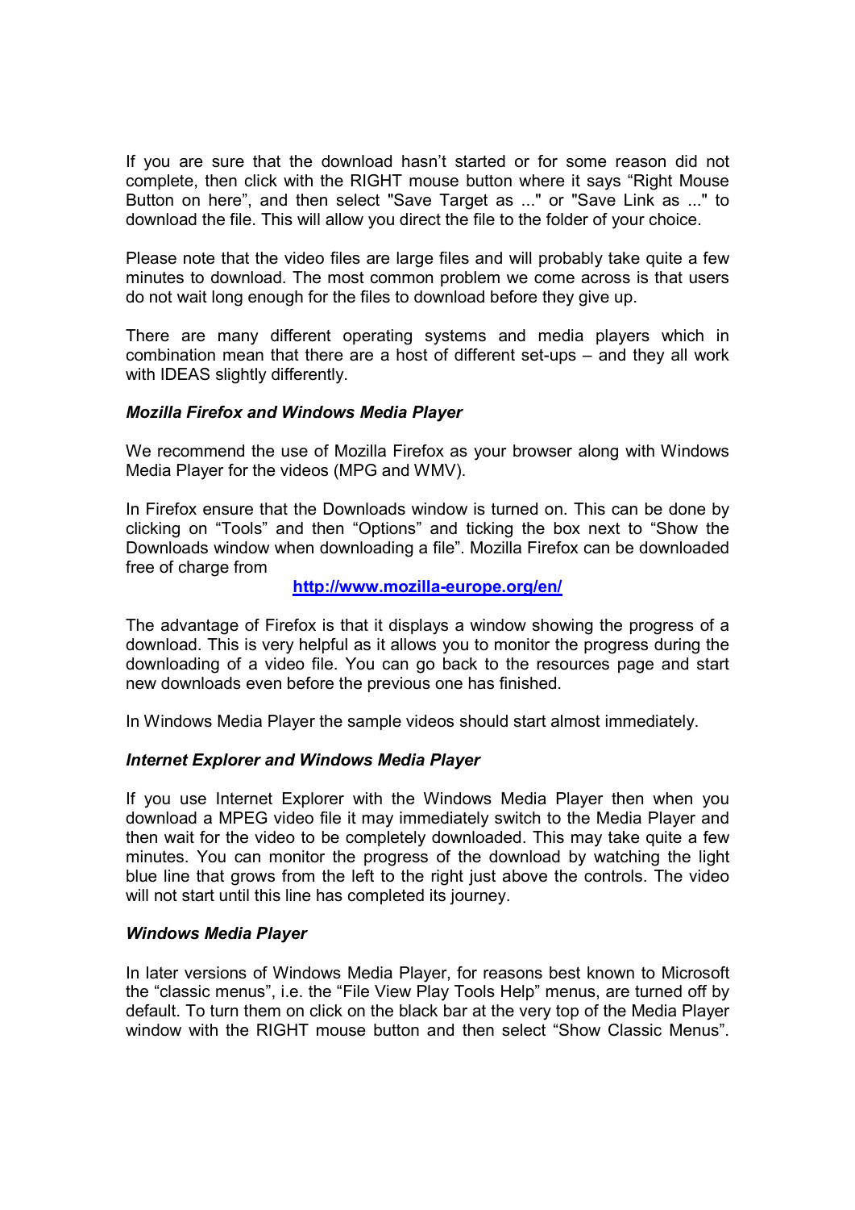If you are sure that the download hasn't started or for some reason did not complete, then click with the RIGHT mouse button where it says "Right Mouse Button on here", and then select "Save Target as ..." or "Save Link as ..." to download the file. This will allow you direct the file to the folder of your choice.

Please note that the video files are large files and will probably take quite a few minutes to download. The most common problem we come across is that users do not wait long enough for the files to download before they give up.

There are many different operating systems and media players which in combination mean that there are a host of different set-ups – and they all work with IDEAS slightly differently.

### *Mozilla Firefox and Windows Media Player*

We recommend the use of Mozilla Firefox as your browser along with Windows Media Player for the videos (MPG and WMV).

In Firefox ensure that the Downloads window is turned on. This can be done by clicking on "Tools" and then "Options" and ticking the box next to "Show the Downloads window when downloading a file". Mozilla Firefox can be downloaded free of charge from

**http://www.mozilla-europe.org/en/**

The advantage of Firefox is that it displays a window showing the progress of a download. This is very helpful as it allows you to monitor the progress during the downloading of a video file. You can go back to the resources page and start new downloads even before the previous one has finished.

In Windows Media Player the sample videos should start almost immediately.

### *Internet Explorer and Windows Media Player*

If you use Internet Explorer with the Windows Media Player then when you download a MPEG video file it may immediately switch to the Media Player and then wait for the video to be completely downloaded. This may take quite a few minutes. You can monitor the progress of the download by watching the light blue line that grows from the left to the right just above the controls. The video will not start until this line has completed its journey.

### *Windows Media Player*

In later versions of Windows Media Player, for reasons best known to Microsoft the "classic menus", i.e. the "File View Play Tools Help" menus, are turned off by default. To turn them on click on the black bar at the very top of the Media Player window with the RIGHT mouse button and then select "Show Classic Menus".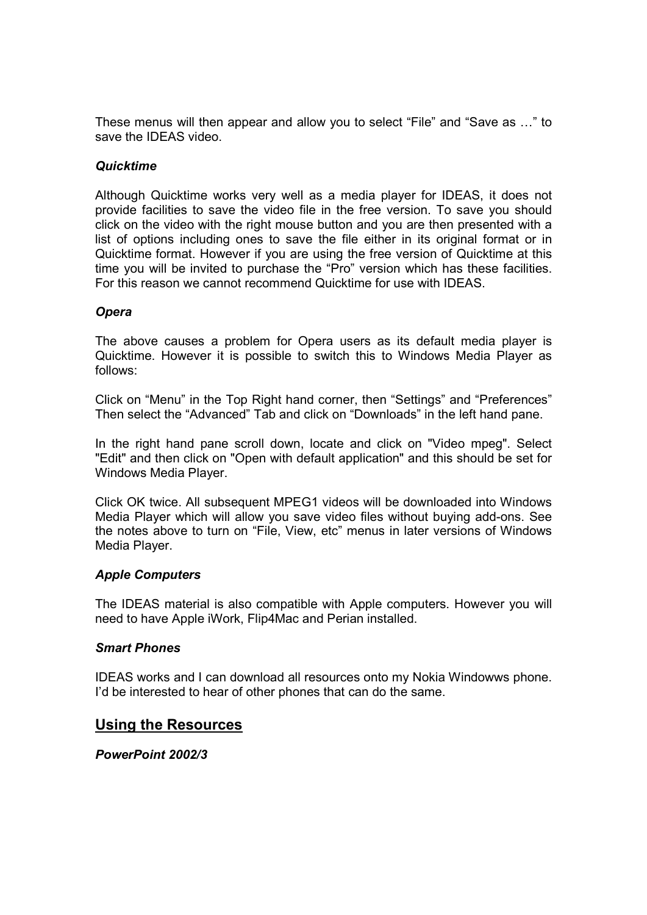These menus will then appear and allow you to select “File” and “Save as …” to save the IDEAS video.

***Quicktime***

Although Quicktime works very well as a media player for IDEAS, it does not provide facilities to save the video file in the free version. To save you should click on the video with the right mouse button and you are then presented with a list of options including ones to save the file either in its original format or in Quicktime format. However if you are using the free version of Quicktime at this time you will be invited to purchase the “Pro” version which has these facilities. For this reason we cannot recommend Quicktime for use with IDEAS.

***Opera***

The above causes a problem for Opera users as its default media player is Quicktime. However it is possible to switch this to Windows Media Player as follows:

Click on “Menu” in the Top Right hand corner, then “Settings” and “Preferences” Then select the “Advanced” Tab and click on “Downloads” in the left hand pane.

In the right hand pane scroll down, locate and click on "Video mpeg". Select "Edit" and then click on "Open with default application" and this should be set for Windows Media Player.

Click OK twice. All subsequent MPEG1 videos will be downloaded into Windows Media Player which will allow you save video files without buying add-ons. See the notes above to turn on “File, View, etc” menus in later versions of Windows Media Player.

***Apple Computers***

The IDEAS material is also compatible with Apple computers. However you will need to have Apple iWork, Flip4Mac and Perian installed.

***Smart Phones***

IDEAS works and I can download all resources onto my Nokia Windowws phone. I’d be interested to hear of other phones that can do the same.

## Using the Resources

***PowerPoint 2002/3***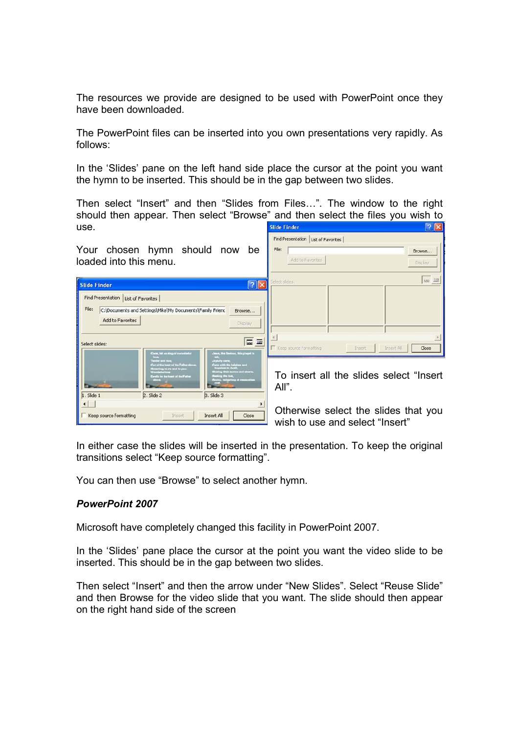The resources we provide are designed to be used with PowerPoint once they have been downloaded.

The PowerPoint files can be inserted into you own presentations very rapidly. As follows:

In the 'Slides' pane on the left hand side place the cursor at the point you want the hymn to be inserted. This should be in the gap between two slides.

Then select "Insert" and then "Slides from Files…". The window to the right should then appear. Then select "Browse" and then select the files you wish to use.

Your chosen hymn should now be loaded into this menu.

To insert all the slides select "Insert All".

Otherwise select the slides that you wish to use and select "Insert"

In either case the slides will be inserted in the presentation. To keep the original transitions select "Keep source formatting".

You can then use "Browse" to select another hymn.

***PowerPoint 2007***

Microsoft have completely changed this facility in PowerPoint 2007.

In the 'Slides' pane place the cursor at the point you want the video slide to be inserted. This should be in the gap between two slides.

Then select "Insert" and then the arrow under "New Slides". Select "Reuse Slide" and then Browse for the video slide that you want. The slide should then appear on the right hand side of the screen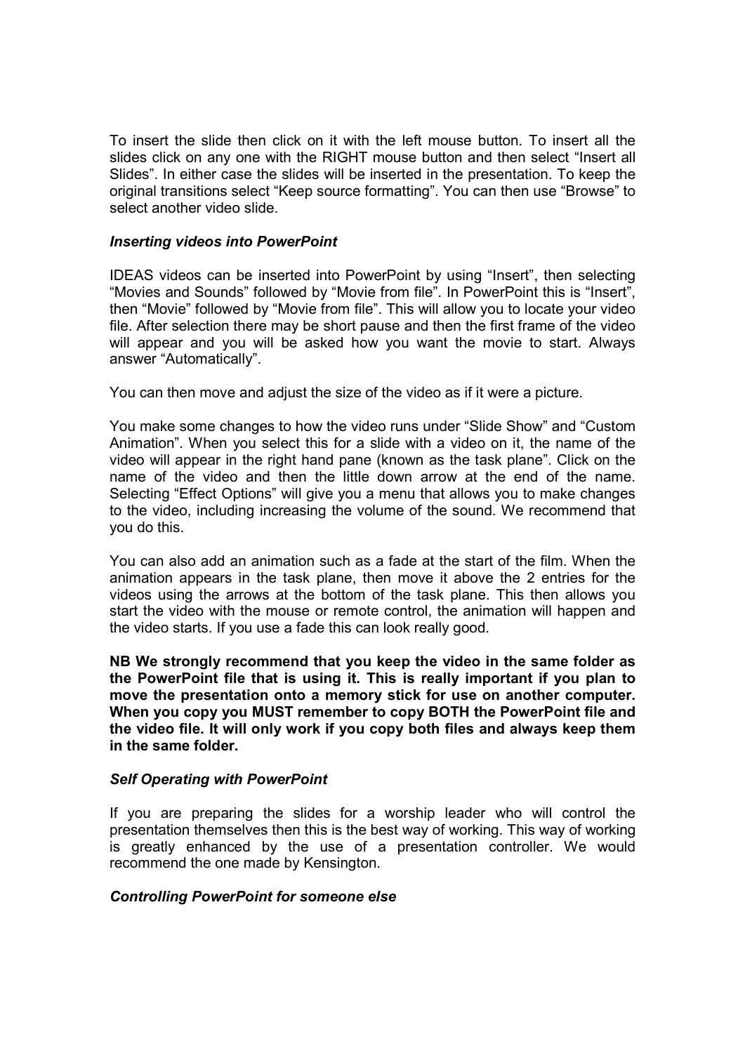To insert the slide then click on it with the left mouse button. To insert all the slides click on any one with the RIGHT mouse button and then select “Insert all Slides”. In either case the slides will be inserted in the presentation. To keep the original transitions select “Keep source formatting”. You can then use “Browse” to select another video slide.

***Inserting videos into PowerPoint***

IDEAS videos can be inserted into PowerPoint by using “Insert”, then selecting “Movies and Sounds” followed by “Movie from file”. In PowerPoint this is “Insert”, then “Movie” followed by “Movie from file”. This will allow you to locate your video file. After selection there may be short pause and then the first frame of the video will appear and you will be asked how you want the movie to start. Always answer “Automatically”.

You can then move and adjust the size of the video as if it were a picture.

You make some changes to how the video runs under “Slide Show” and “Custom Animation”. When you select this for a slide with a video on it, the name of the video will appear in the right hand pane (known as the task plane”. Click on the name of the video and then the little down arrow at the end of the name. Selecting “Effect Options” will give you a menu that allows you to make changes to the video, including increasing the volume of the sound. We recommend that you do this.

You can also add an animation such as a fade at the start of the film. When the animation appears in the task plane, then move it above the 2 entries for the videos using the arrows at the bottom of the task plane. This then allows you start the video with the mouse or remote control, the animation will happen and the video starts. If you use a fade this can look really good.

**NB We strongly recommend that you keep the video in the same folder as the PowerPoint file that is using it. This is really important if you plan to move the presentation onto a memory stick for use on another computer. When you copy you MUST remember to copy BOTH the PowerPoint file and the video file. It will only work if you copy both files and always keep them in the same folder.**

***Self Operating with PowerPoint***

If you are preparing the slides for a worship leader who will control the presentation themselves then this is the best way of working. This way of working is greatly enhanced by the use of a presentation controller. We would recommend the one made by Kensington.

***Controlling PowerPoint for someone else***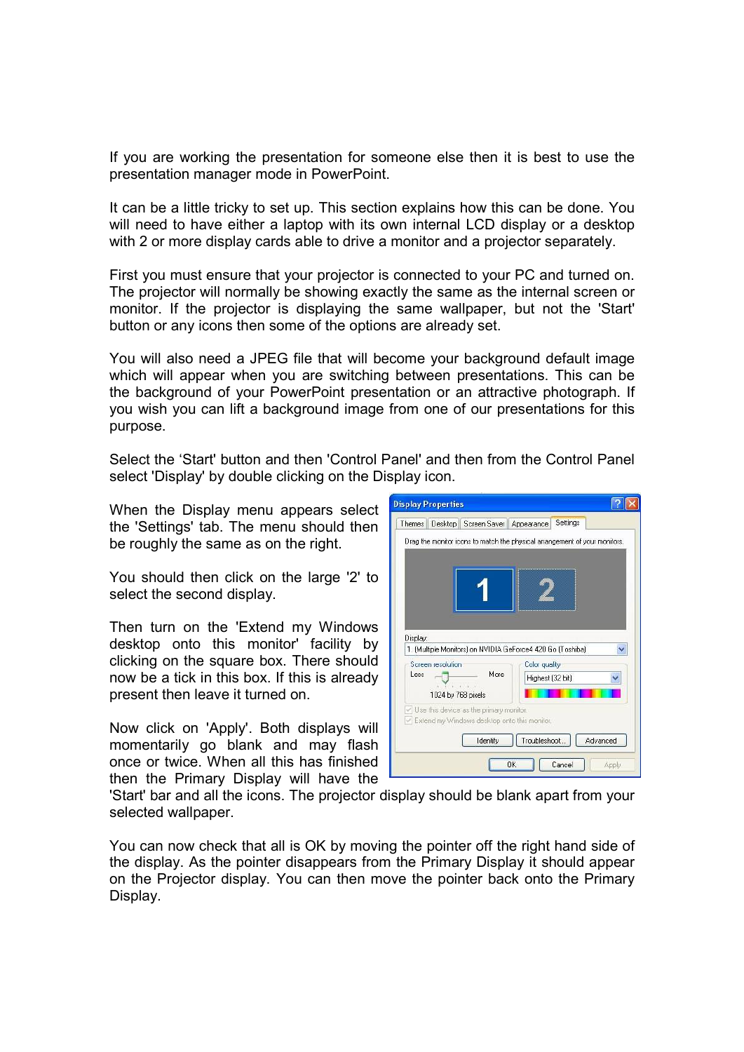If you are working the presentation for someone else then it is best to use the presentation manager mode in PowerPoint.

It can be a little tricky to set up. This section explains how this can be done. You will need to have either a laptop with its own internal LCD display or a desktop with 2 or more display cards able to drive a monitor and a projector separately.

First you must ensure that your projector is connected to your PC and turned on. The projector will normally be showing exactly the same as the internal screen or monitor. If the projector is displaying the same wallpaper, but not the 'Start' button or any icons then some of the options are already set.

You will also need a JPEG file that will become your background default image which will appear when you are switching between presentations. This can be the background of your PowerPoint presentation or an attractive photograph. If you wish you can lift a background image from one of our presentations for this purpose.

Select the 'Start' button and then 'Control Panel' and then from the Control Panel select 'Display' by double clicking on the Display icon.

When the Display menu appears select the 'Settings' tab. The menu should then be roughly the same as on the right.

You should then click on the large '2' to select the second display.

Then turn on the 'Extend my Windows desktop onto this monitor' facility by clicking on the square box. There should now be a tick in this box. If this is already present then leave it turned on.

Now click on 'Apply'. Both displays will momentarily go blank and may flash once or twice. When all this has finished then the Primary Display will have the 'Start' bar and all the icons. The projector display should be blank apart from your selected wallpaper.

You can now check that all is OK by moving the pointer off the right hand side of the display. As the pointer disappears from the Primary Display it should appear on the Projector display. You can then move the pointer back onto the Primary Display.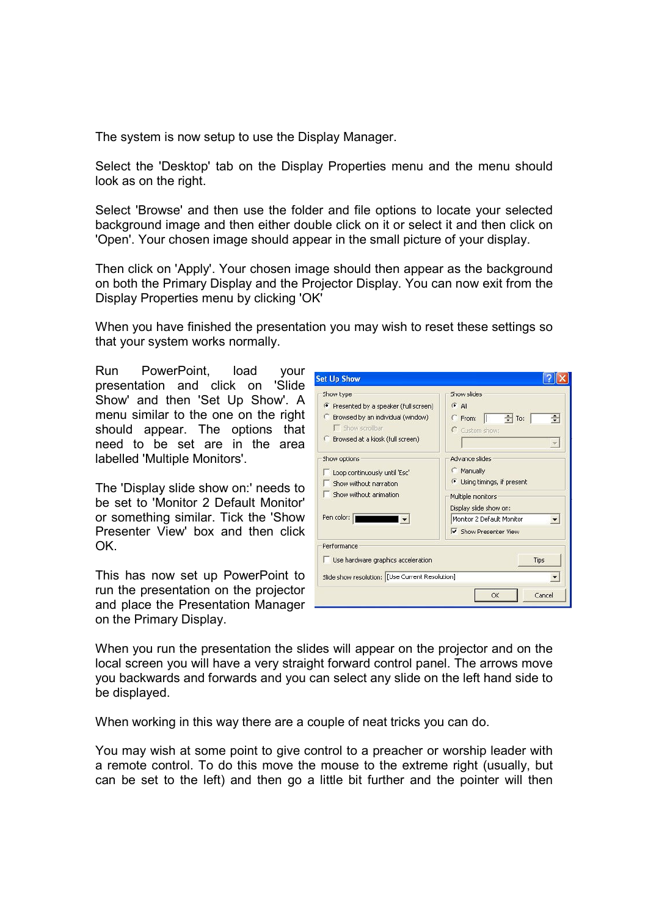The system is now setup to use the Display Manager.

Select the 'Desktop' tab on the Display Properties menu and the menu should look as on the right.

Select 'Browse' and then use the folder and file options to locate your selected background image and then either double click on it or select it and then click on 'Open'. Your chosen image should appear in the small picture of your display.

Then click on 'Apply'. Your chosen image should then appear as the background on both the Primary Display and the Projector Display. You can now exit from the Display Properties menu by clicking 'OK'

When you have finished the presentation you may wish to reset these settings so that your system works normally.

Run PowerPoint, load your presentation and click on 'Slide Show' and then 'Set Up Show'. A menu similar to the one on the right should appear. The options that need to be set are in the area labelled 'Multiple Monitors'.

The 'Display slide show on:' needs to be set to 'Monitor 2 Default Monitor' or something similar. Tick the 'Show Presenter View' box and then click OK.

This has now set up PowerPoint to run the presentation on the projector and place the Presentation Manager on the Primary Display.

When you run the presentation the slides will appear on the projector and on the local screen you will have a very straight forward control panel. The arrows move you backwards and forwards and you can select any slide on the left hand side to be displayed.

When working in this way there are a couple of neat tricks you can do.

You may wish at some point to give control to a preacher or worship leader with a remote control. To do this move the mouse to the extreme right (usually, but can be set to the left) and then go a little bit further and the pointer will then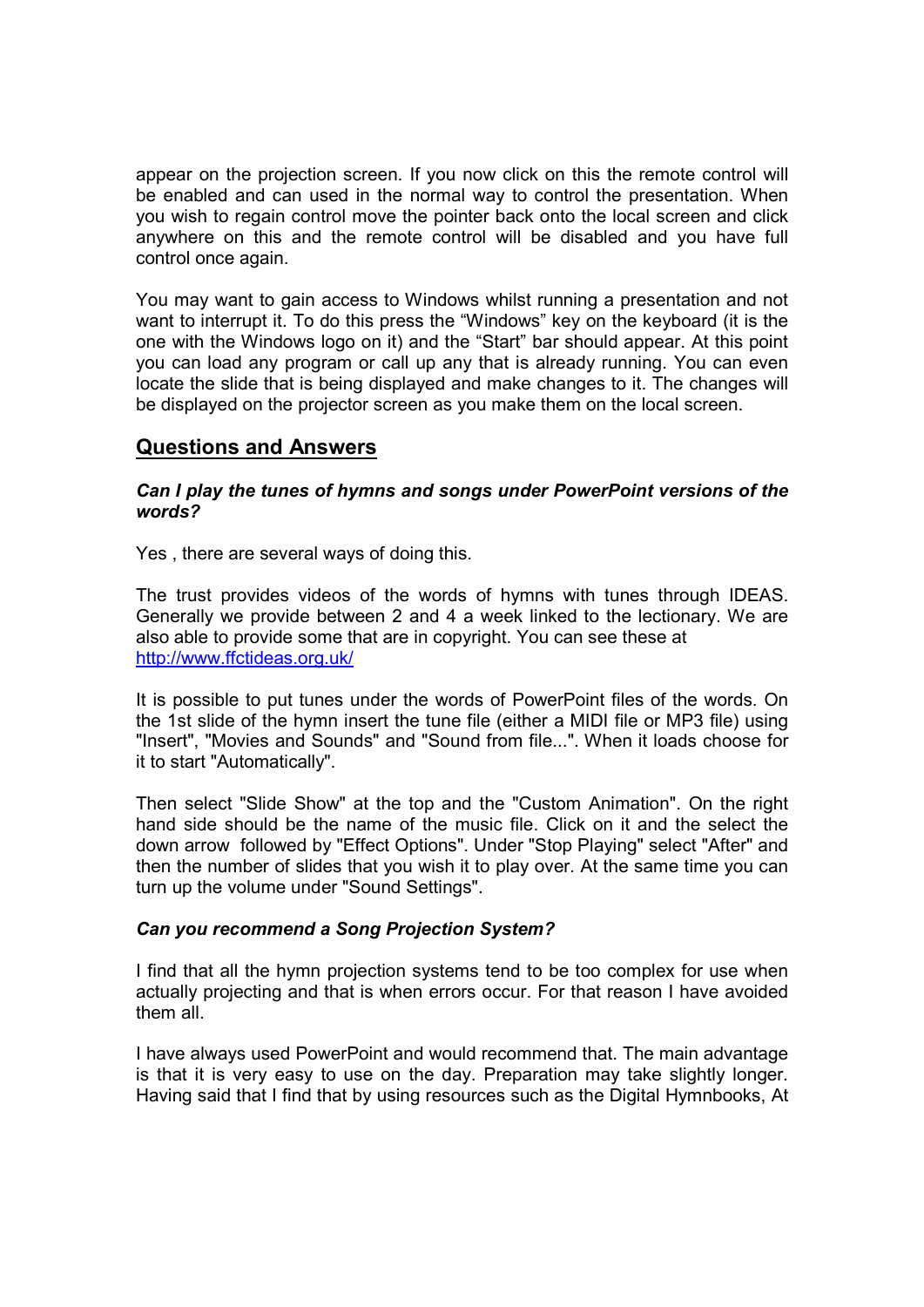appear on the projection screen. If you now click on this the remote control will be enabled and can used in the normal way to control the presentation. When you wish to regain control move the pointer back onto the local screen and click anywhere on this and the remote control will be disabled and you have full control once again.

You may want to gain access to Windows whilst running a presentation and not want to interrupt it. To do this press the “Windows” key on the keyboard (it is the one with the Windows logo on it) and the “Start” bar should appear. At this point you can load any program or call up any that is already running. You can even locate the slide that is being displayed and make changes to it. The changes will be displayed on the projector screen as you make them on the local screen.

## Questions and Answers

***Can I play the tunes of hymns and songs under PowerPoint versions of the words?***

Yes , there are several ways of doing this.

The trust provides videos of the words of hymns with tunes through IDEAS. Generally we provide between 2 and 4 a week linked to the lectionary. We are also able to provide some that are in copyright. You can see these at [http://www.ffctideas.org.uk/](http://www.ffctideas.org.uk/)

It is possible to put tunes under the words of PowerPoint files of the words. On the 1st slide of the hymn insert the tune file (either a MIDI file or MP3 file) using "Insert", "Movies and Sounds" and "Sound from file...". When it loads choose for it to start "Automatically".

Then select "Slide Show" at the top and the "Custom Animation". On the right hand side should be the name of the music file. Click on it and the select the down arrow followed by "Effect Options". Under "Stop Playing" select "After" and then the number of slides that you wish it to play over. At the same time you can turn up the volume under "Sound Settings".

***Can you recommend a Song Projection System?***

I find that all the hymn projection systems tend to be too complex for use when actually projecting and that is when errors occur. For that reason I have avoided them all.

I have always used PowerPoint and would recommend that. The main advantage is that it is very easy to use on the day. Preparation may take slightly longer. Having said that I find that by using resources such as the Digital Hymnbooks, At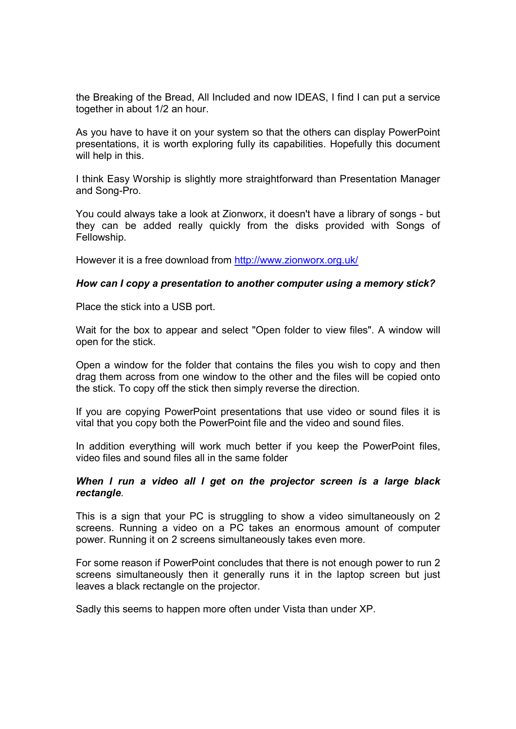the Breaking of the Bread, All Included and now IDEAS, I find I can put a service together in about 1/2 an hour.

As you have to have it on your system so that the others can display PowerPoint presentations, it is worth exploring fully its capabilities. Hopefully this document will help in this.

I think Easy Worship is slightly more straightforward than Presentation Manager and Song-Pro.

You could always take a look at Zionworx, it doesn't have a library of songs - but they can be added really quickly from the disks provided with Songs of Fellowship.

However it is a free download from http://www.zionworx.org.uk/

***How can I copy a presentation to another computer using a memory stick?***

Place the stick into a USB port.

Wait for the box to appear and select "Open folder to view files". A window will open for the stick.

Open a window for the folder that contains the files you wish to copy and then drag them across from one window to the other and the files will be copied onto the stick. To copy off the stick then simply reverse the direction.

If you are copying PowerPoint presentations that use video or sound files it is vital that you copy both the PowerPoint file and the video and sound files.

In addition everything will work much better if you keep the PowerPoint files, video files and sound files all in the same folder

***When I run a video all I get on the projector screen is a large black rectangle***.

This is a sign that your PC is struggling to show a video simultaneously on 2 screens. Running a video on a PC takes an enormous amount of computer power. Running it on 2 screens simultaneously takes even more.

For some reason if PowerPoint concludes that there is not enough power to run 2 screens simultaneously then it generally runs it in the laptop screen but just leaves a black rectangle on the projector.

Sadly this seems to happen more often under Vista than under XP.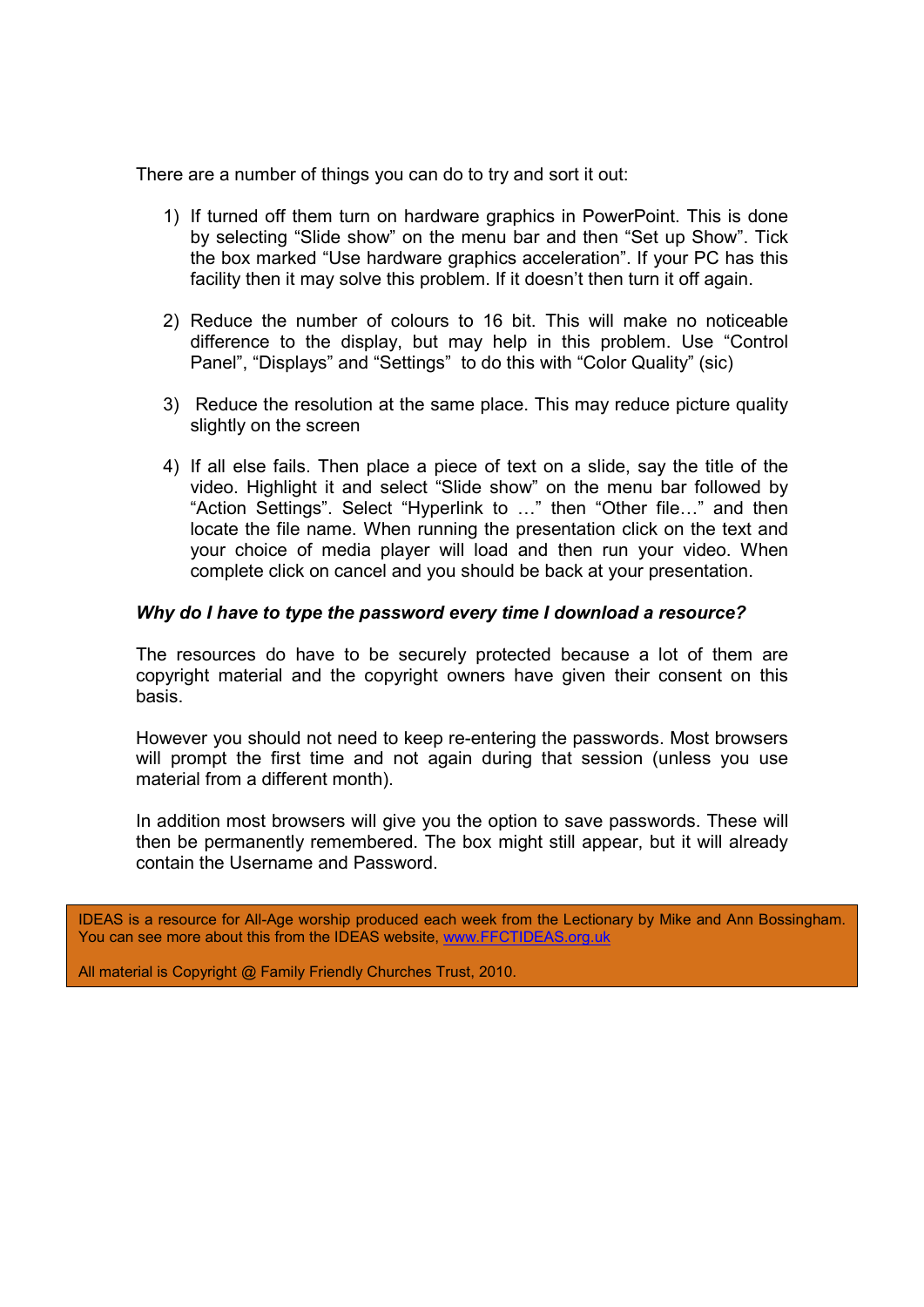There are a number of things you can do to try and sort it out:

1) If turned off them turn on hardware graphics in PowerPoint. This is done by selecting “Slide show” on the menu bar and then “Set up Show”. Tick the box marked “Use hardware graphics acceleration”. If your PC has this facility then it may solve this problem. If it doesn’t then turn it off again.

2) Reduce the number of colours to 16 bit. This will make no noticeable difference to the display, but may help in this problem. Use “Control Panel”, “Displays” and “Settings” to do this with “Color Quality” (sic)

3) Reduce the resolution at the same place. This may reduce picture quality slightly on the screen

4) If all else fails. Then place a piece of text on a slide, say the title of the video. Highlight it and select “Slide show” on the menu bar followed by “Action Settings”. Select “Hyperlink to …” then “Other file…” and then locate the file name. When running the presentation click on the text and your choice of media player will load and then run your video. When complete click on cancel and you should be back at your presentation.

***Why do I have to type the password every time I download a resource?***

The resources do have to be securely protected because a lot of them are copyright material and the copyright owners have given their consent on this basis.

However you should not need to keep re-entering the passwords. Most browsers will prompt the first time and not again during that session (unless you use material from a different month).

In addition most browsers will give you the option to save passwords. These will then be permanently remembered. The box might still appear, but it will already contain the Username and Password.

IDEAS is a resource for All-Age worship produced each week from the Lectionary by Mike and Ann Bossingham. You can see more about this from the IDEAS website, [www.FFCTIDEAS.org.uk](http://www.FFCTIDEAS.org.uk)

All material is Copyright @ Family Friendly Churches Trust, 2010.